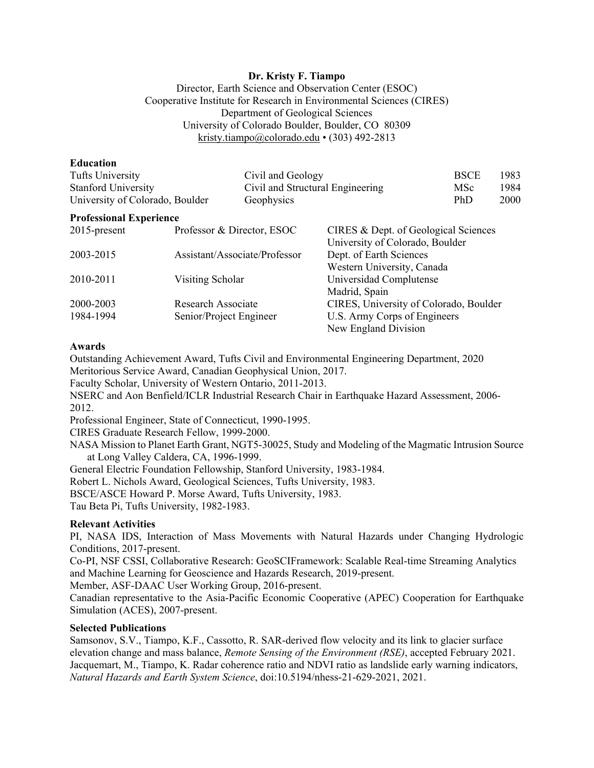**Dr. Kristy F. Tiampo**

Director, Earth Science and Observation Center (ESOC)
Cooperative Institute for Research in Environmental Sciences (CIRES)
Department of Geological Sciences
University of Colorado Boulder, Boulder, CO 80309
kristy.tiampo@colorado.edu • (303) 492-2813

## Education

| | | | |
|---|---|---|---|
| Tufts University | Civil and Geology | BSCE | 1983 |
| Stanford University | Civil and Structural Engineering | MSc | 1984 |
| University of Colorado, Boulder | Geophysics | PhD | 2000 |

## Professional Experience

| | | |
|---|---|---|
| 2015-present | Professor & Director, ESOC | CIRES & Dept. of Geological Sciences<br>University of Colorado, Boulder |
| 2003-2015 | Assistant/Associate/Professor | Dept. of Earth Sciences<br>Western University, Canada |
| 2010-2011 | Visiting Scholar | Universidad Complutense<br>Madrid, Spain |
| 2000-2003 | Research Associate | CIRES, University of Colorado, Boulder |
| 1984-1994 | Senior/Project Engineer | U.S. Army Corps of Engineers<br>New England Division |

## Awards

Outstanding Achievement Award, Tufts Civil and Environmental Engineering Department, 2020
Meritorious Service Award, Canadian Geophysical Union, 2017.
Faculty Scholar, University of Western Ontario, 2011-2013.
NSERC and Aon Benfield/ICLR Industrial Research Chair in Earthquake Hazard Assessment, 2006-2012.
Professional Engineer, State of Connecticut, 1990-1995.
CIRES Graduate Research Fellow, 1999-2000.
NASA Mission to Planet Earth Grant, NGT5-30025, Study and Modeling of the Magmatic Intrusion Source at Long Valley Caldera, CA, 1996-1999.
General Electric Foundation Fellowship, Stanford University, 1983-1984.
Robert L. Nichols Award, Geological Sciences, Tufts University, 1983.
BSCE/ASCE Howard P. Morse Award, Tufts University, 1983.
Tau Beta Pi, Tufts University, 1982-1983.

## Relevant Activities

PI, NASA IDS, Interaction of Mass Movements with Natural Hazards under Changing Hydrologic Conditions, 2017-present.
Co-PI, NSF CSSI, Collaborative Research: GeoSCIFramework: Scalable Real-time Streaming Analytics and Machine Learning for Geoscience and Hazards Research, 2019-present.
Member, ASF-DAAC User Working Group, 2016-present.
Canadian representative to the Asia-Pacific Economic Cooperative (APEC) Cooperation for Earthquake Simulation (ACES), 2007-present.

## Selected Publications

Samsonov, S.V., Tiampo, K.F., Cassotto, R. SAR-derived flow velocity and its link to glacier surface elevation change and mass balance, *Remote Sensing of the Environment (RSE)*, accepted February 2021.
Jacquemart, M., Tiampo, K. Radar coherence ratio and NDVI ratio as landslide early warning indicators, *Natural Hazards and Earth System Science*, doi:10.5194/nhess-21-629-2021, 2021.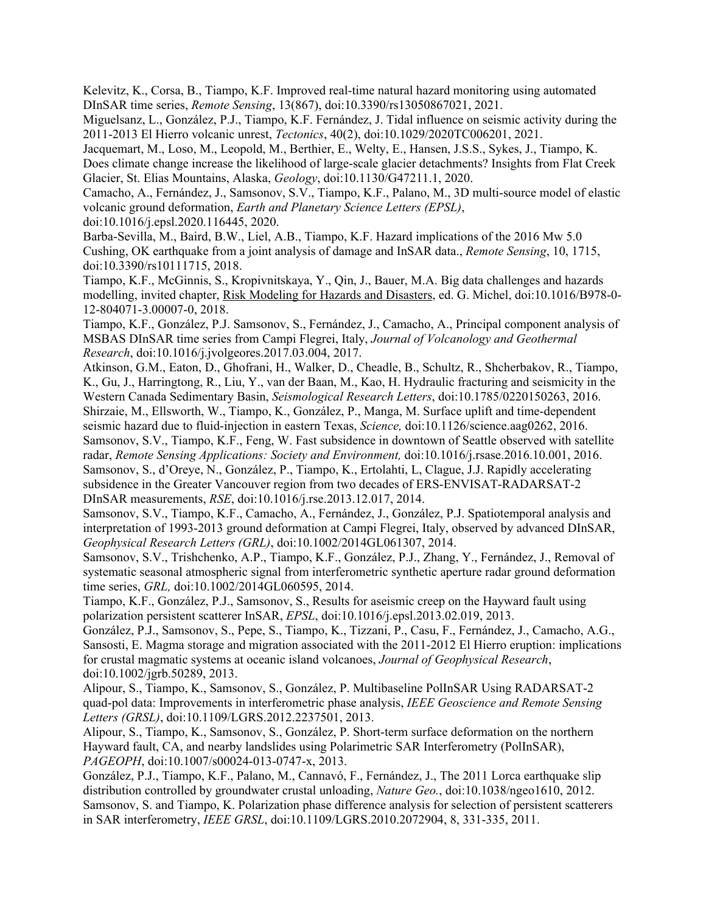Kelevitz, K., Corsa, B., Tiampo, K.F. Improved real-time natural hazard monitoring using automated DInSAR time series, *Remote Sensing*, 13(867), doi:10.3390/rs13050867021, 2021.

Miguelsanz, L., González, P.J., Tiampo, K.F. Fernández, J. Tidal influence on seismic activity during the 2011-2013 El Hierro volcanic unrest, *Tectonics*, 40(2), doi:10.1029/2020TC006201, 2021.

Jacquemart, M., Loso, M., Leopold, M., Berthier, E., Welty, E., Hansen, J.S.S., Sykes, J., Tiampo, K. Does climate change increase the likelihood of large-scale glacier detachments? Insights from Flat Creek Glacier, St. Elias Mountains, Alaska, *Geology*, doi:10.1130/G47211.1, 2020.

Camacho, A., Fernández, J., Samsonov, S.V., Tiampo, K.F., Palano, M., 3D multi-source model of elastic volcanic ground deformation, *Earth and Planetary Science Letters (EPSL)*, doi:10.1016/j.epsl.2020.116445, 2020.

Barba-Sevilla, M., Baird, B.W., Liel, A.B., Tiampo, K.F. Hazard implications of the 2016 Mw 5.0 Cushing, OK earthquake from a joint analysis of damage and InSAR data., *Remote Sensing*, 10, 1715, doi:10.3390/rs10111715, 2018.

Tiampo, K.F., McGinnis, S., Kropivnitskaya, Y., Qin, J., Bauer, M.A. Big data challenges and hazards modelling, invited chapter, Risk Modeling for Hazards and Disasters, ed. G. Michel, doi:10.1016/B978-0-12-804071-3.00007-0, 2018.

Tiampo, K.F., González, P.J. Samsonov, S., Fernández, J., Camacho, A., Principal component analysis of MSBAS DInSAR time series from Campi Flegrei, Italy, *Journal of Volcanology and Geothermal Research*, doi:10.1016/j.jvolgeores.2017.03.004, 2017.

Atkinson, G.M., Eaton, D., Ghofrani, H., Walker, D., Cheadle, B., Schultz, R., Shcherbakov, R., Tiampo, K., Gu, J., Harringtong, R., Liu, Y., van der Baan, M., Kao, H. Hydraulic fracturing and seismicity in the Western Canada Sedimentary Basin, *Seismological Research Letters*, doi:10.1785/0220150263, 2016.

Shirzaie, M., Ellsworth, W., Tiampo, K., González, P., Manga, M. Surface uplift and time-dependent seismic hazard due to fluid-injection in eastern Texas, *Science,* doi:10.1126/science.aag0262, 2016.

Samsonov, S.V., Tiampo, K.F., Feng, W. Fast subsidence in downtown of Seattle observed with satellite radar, *Remote Sensing Applications: Society and Environment,* doi:10.1016/j.rsase.2016.10.001, 2016.

Samsonov, S., d'Oreye, N., González, P., Tiampo, K., Ertolahti, L, Clague, J.J. Rapidly accelerating subsidence in the Greater Vancouver region from two decades of ERS-ENVISAT-RADARSAT-2 DInSAR measurements, *RSE*, doi:10.1016/j.rse.2013.12.017, 2014.

Samsonov, S.V., Tiampo, K.F., Camacho, A., Fernández, J., González, P.J. Spatiotemporal analysis and interpretation of 1993-2013 ground deformation at Campi Flegrei, Italy, observed by advanced DInSAR, *Geophysical Research Letters (GRL)*, doi:10.1002/2014GL061307, 2014.

Samsonov, S.V., Trishchenko, A.P., Tiampo, K.F., González, P.J., Zhang, Y., Fernández, J., Removal of systematic seasonal atmospheric signal from interferometric synthetic aperture radar ground deformation time series, *GRL,* doi:10.1002/2014GL060595, 2014.

Tiampo, K.F., González, P.J., Samsonov, S., Results for aseismic creep on the Hayward fault using polarization persistent scatterer InSAR, *EPSL*, doi:10.1016/j.epsl.2013.02.019, 2013.

González, P.J., Samsonov, S., Pepe, S., Tiampo, K., Tizzani, P., Casu, F., Fernández, J., Camacho, A.G., Sansosti, E. Magma storage and migration associated with the 2011-2012 El Hierro eruption: implications for crustal magmatic systems at oceanic island volcanoes, *Journal of Geophysical Research*, doi:10.1002/jgrb.50289, 2013.

Alipour, S., Tiampo, K., Samsonov, S., González, P. Multibaseline PolInSAR Using RADARSAT-2 quad-pol data: Improvements in interferometric phase analysis, *IEEE Geoscience and Remote Sensing Letters (GRSL)*, doi:10.1109/LGRS.2012.2237501, 2013.

Alipour, S., Tiampo, K., Samsonov, S., González, P. Short-term surface deformation on the northern Hayward fault, CA, and nearby landslides using Polarimetric SAR Interferometry (PolInSAR), *PAGEOPH*, doi:10.1007/s00024-013-0747-x, 2013.

González, P.J., Tiampo, K.F., Palano, M., Cannavó, F., Fernández, J., The 2011 Lorca earthquake slip distribution controlled by groundwater crustal unloading, *Nature Geo.*, doi:10.1038/ngeo1610, 2012.

Samsonov, S. and Tiampo, K. Polarization phase difference analysis for selection of persistent scatterers in SAR interferometry, *IEEE GRSL*, doi:10.1109/LGRS.2010.2072904, 8, 331-335, 2011.